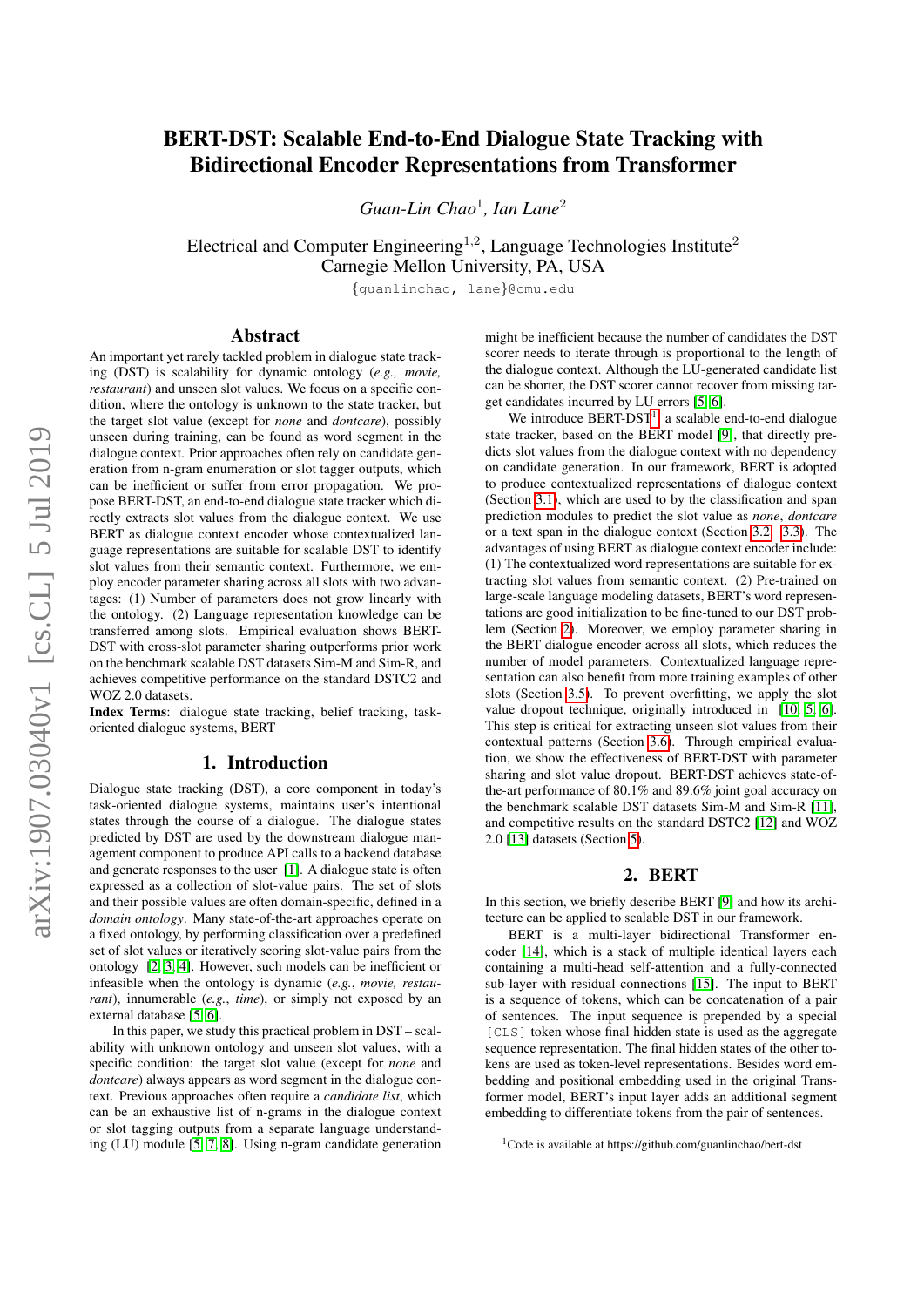# BERT-DST: Scalable End-to-End Dialogue State Tracking with Bidirectional Encoder Representations from Transformer

*Guan-Lin Chao*[1], *Ian Lane*[2]

Electrical and Computer Engineering[1,2], Language Technologies Institute[2]
Carnegie Mellon University, PA, USA

{guanlinchao, lane}@cmu.edu

## Abstract

An important yet rarely tackled problem in dialogue state tracking (DST) is scalability for dynamic ontology (*e.g., movie, restaurant*) and unseen slot values. We focus on a specific condition, where the ontology is unknown to the state tracker, but the target slot value (except for *none* and *dontcare*), possibly unseen during training, can be found as word segment in the dialogue context. Prior approaches often rely on candidate generation from n-gram enumeration or slot tagger outputs, which can be inefficient or suffer from error propagation. We propose BERT-DST, an end-to-end dialogue state tracker which directly extracts slot values from the dialogue context. We use BERT as dialogue context encoder whose contextualized language representations are suitable for scalable DST to identify slot values from their semantic context. Furthermore, we employ encoder parameter sharing across all slots with two advantages: (1) Number of parameters does not grow linearly with the ontology. (2) Language representation knowledge can be transferred among slots. Empirical evaluation shows BERT-DST with cross-slot parameter sharing outperforms prior work on the benchmark scalable DST datasets Sim-M and Sim-R, and achieves competitive performance on the standard DSTC2 and WOZ 2.0 datasets.

**Index Terms**: dialogue state tracking, belief tracking, task-oriented dialogue systems, BERT

## 1. Introduction

Dialogue state tracking (DST), a core component in today's task-oriented dialogue systems, maintains user's intentional states through the course of a dialogue. The dialogue states predicted by DST are used by the downstream dialogue management component to produce API calls to a backend database and generate responses to the user [1]. A dialogue state is often expressed as a collection of slot-value pairs. The set of slots and their possible values are often domain-specific, defined in a *domain ontology*. Many state-of-the-art approaches operate on a fixed ontology, by performing classification over a predefined set of slot values or iteratively scoring slot-value pairs from the ontology [2, 3, 4]. However, such models can be inefficient or infeasible when the ontology is dynamic (*e.g., movie, restaurant*), innumerable (*e.g., time*), or simply not exposed by an external database [5, 6].

In this paper, we study this practical problem in DST – scalability with unknown ontology and unseen slot values, with a specific condition: the target slot value (except for *none* and *dontcare*) always appears as word segment in the dialogue context. Previous approaches often require a *candidate list*, which can be an exhaustive list of n-grams in the dialogue context or slot tagging outputs from a separate language understanding (LU) module [5, 7, 8]. Using n-gram candidate generation might be inefficient because the number of candidates the DST scorer needs to iterate through is proportional to the length of the dialogue context. Although the LU-generated candidate list can be shorter, the DST scorer cannot recover from missing target candidates incurred by LU errors [5, 6].

We introduce BERT-DST[1], a scalable end-to-end dialogue state tracker, based on the BERT model [9], that directly predicts slot values from the dialogue context with no dependency on candidate generation. In our framework, BERT is adopted to produce contextualized representations of dialogue context (Section 3.1), which are used to by the classification and span prediction modules to predict the slot value as *none*, *dontcare* or a text span in the dialogue context (Section 3.2, 3.3). The advantages of using BERT as dialogue context encoder include: (1) The contextualized word representations are suitable for extracting slot values from semantic context. (2) Pre-trained on large-scale language modeling datasets, BERT's word representations are good initialization to be fine-tuned to our DST problem (Section 2). Moreover, we employ parameter sharing in the BERT dialogue encoder across all slots, which reduces the number of model parameters. Contextualized language representation can also benefit from more training examples of other slots (Section 3.5). To prevent overfitting, we apply the slot value dropout technique, originally introduced in [10, 5, 6]. This step is critical for extracting unseen slot values from their contextual patterns (Section 3.6). Through empirical evaluation, we show the effectiveness of BERT-DST with parameter sharing and slot value dropout. BERT-DST achieves state-of-the-art performance of 80.1% and 89.6% joint goal accuracy on the benchmark scalable DST datasets Sim-M and Sim-R [11], and competitive results on the standard DSTC2 [12] and WOZ 2.0 [13] datasets (Section 5).

## 2. BERT

In this section, we briefly describe BERT [9] and how its architecture can be applied to scalable DST in our framework.

BERT is a multi-layer bidirectional Transformer encoder [14], which is a stack of multiple identical layers each containing a multi-head self-attention and a fully-connected sub-layer with residual connections [15]. The input to BERT is a sequence of tokens, which can be concatenation of a pair of sentences. The input sequence is prepended by a special `[CLS]` token whose final hidden state is used as the aggregate sequence representation. The final hidden states of the other tokens are used as token-level representations. Besides word embedding and positional embedding used in the original Transformer model, BERT's input layer adds an additional segment embedding to differentiate tokens from the pair of sentences.

[1] Code is available at https://github.com/guanlinchao/bert-dst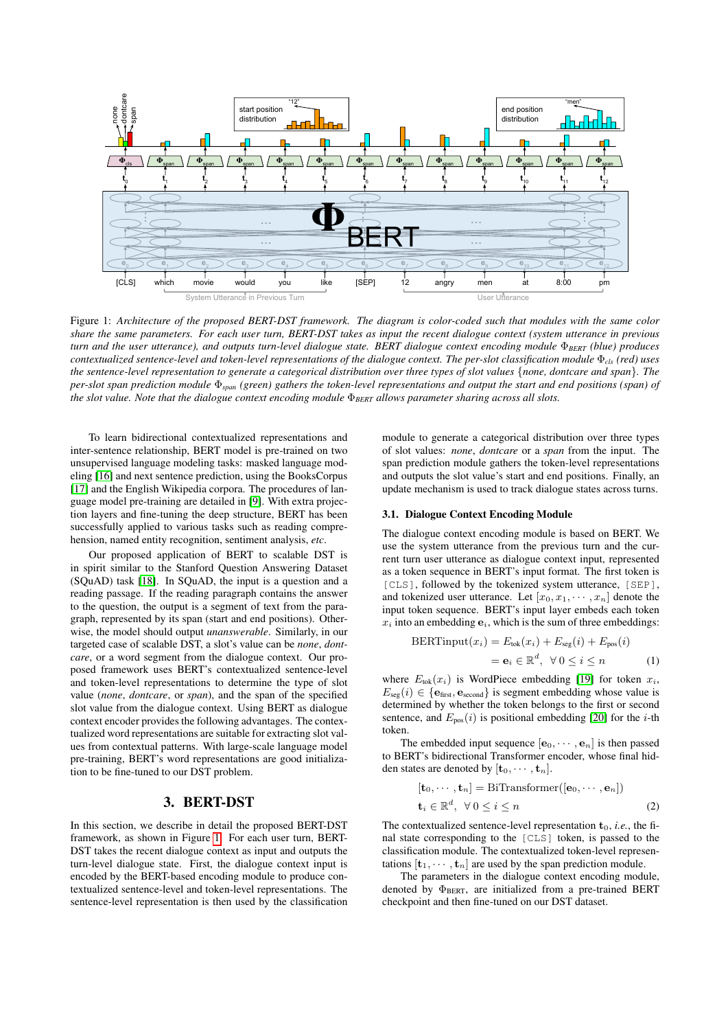Figure 1: *Architecture of the proposed BERT-DST framework. The diagram is color-coded such that modules with the same color share the same parameters. For each user turn, BERT-DST takes as input the recent dialogue context (system utterance in previous turn and the user utterance), and outputs turn-level dialogue state. BERT dialogue context encoding module $\Phi_{BERT}$ (blue) produces contextualized sentence-level and token-level representations of the dialogue context. The per-slot classification module $\Phi_{cls}$ (red) uses the sentence-level representation to generate a categorical distribution over three types of slot values {none, dontcare and span}. The per-slot span prediction module $\Phi_{span}$ (green) gathers the token-level representations and output the start and end positions (span) of the slot value. Note that the dialogue context encoding module $\Phi_{BERT}$ allows parameter sharing across all slots.*

To learn bidirectional contextualized representations and inter-sentence relationship, BERT model is pre-trained on two unsupervised language modeling tasks: masked language modeling [16] and next sentence prediction, using the BooksCorpus [17] and the English Wikipedia corpora. The procedures of language model pre-training are detailed in [9]. With extra projection layers and fine-tuning the deep structure, BERT has been successfully applied to various tasks such as reading comprehension, named entity recognition, sentiment analysis, *etc*.

Our proposed application of BERT to scalable DST is in spirit similar to the Stanford Question Answering Dataset (SQuAD) task [18]. In SQuAD, the input is a question and a reading passage. If the reading paragraph contains the answer to the question, the output is a segment of text from the paragraph, represented by its span (start and end positions). Otherwise, the model should output *unanswerable*. Similarly, in our targeted case of scalable DST, a slot's value can be *none*, *dontcare*, or a word segment from the dialogue context. Our proposed framework uses BERT's contextualized sentence-level and token-level representations to determine the type of slot value (*none*, *dontcare*, or *span*), and the span of the specified slot value from the dialogue context. Using BERT as dialogue context encoder provides the following advantages. The contextualized word representations are suitable for extracting slot values from contextual patterns. With large-scale language model pre-training, BERT's word representations are good initialization to be fine-tuned to our DST problem.

## 3. BERT-DST

In this section, we describe in detail the proposed BERT-DST framework, as shown in Figure 1. For each user turn, BERT-DST takes the recent dialogue context as input and outputs the turn-level dialogue state. First, the dialogue context input is encoded by the BERT-based encoding module to produce contextualized sentence-level and token-level representations. The sentence-level representation is then used by the classification module to generate a categorical distribution over three types of slot values: *none*, *dontcare* or a *span* from the input. The span prediction module gathers the token-level representations and outputs the slot value's start and end positions. Finally, an update mechanism is used to track dialogue states across turns.

### 3.1. Dialogue Context Encoding Module

The dialogue context encoding module is based on BERT. We use the system utterance from the previous turn and the current turn user utterance as dialogue context input, represented as a token sequence in BERT's input format. The first token is `[CLS]`, followed by the tokenized system utterance, `[SEP]`, and tokenized user utterance. Let $[x_0, x_1, \cdots, x_n]$ denote the input token sequence. BERT's input layer embeds each token $x_i$ into an embedding $\mathbf{e}_i$, which is the sum of three embeddings:

$$\begin{aligned} \text{BERTinput}(x_i) &= E_{\text{tok}}(x_i) + E_{\text{seg}}(i) + E_{\text{pos}}(i) \\ &= \mathbf{e}_i \in \mathbb{R}^d, \ \ \forall\, 0 \le i \le n \end{aligned} \tag{1}$$

where $E_{\text{tok}}(x_i)$ is WordPiece embedding [19] for token $x_i$, $E_{\text{seg}}(i) \in \{\mathbf{e}_{\text{first}}, \mathbf{e}_{\text{second}}\}$ is segment embedding whose value is determined by whether the token belongs to the first or second sentence, and $E_{\text{pos}}(i)$ is positional embedding [20] for the $i$-th token.

The embedded input sequence $[\mathbf{e}_0, \cdots, \mathbf{e}_n]$ is then passed to BERT's bidirectional Transformer encoder, whose final hidden states are denoted by $[\mathbf{t}_0, \cdots, \mathbf{t}_n]$.

$$\begin{aligned} &[\mathbf{t}_0, \cdots, \mathbf{t}_n] = \text{BiTransformer}([\mathbf{e}_0, \cdots, \mathbf{e}_n]) \\ &\mathbf{t}_i \in \mathbb{R}^d, \ \ \forall\, 0 \le i \le n \end{aligned} \tag{2}$$

The contextualized sentence-level representation $\mathbf{t}_0$, *i.e.*, the final state corresponding to the `[CLS]` token, is passed to the classification module. The contextualized token-level representations $[\mathbf{t}_1, \cdots, \mathbf{t}_n]$ are used by the span prediction module.

The parameters in the dialogue context encoding module, denoted by $\Phi_{\text{BERT}}$, are initialized from a pre-trained BERT checkpoint and then fine-tuned on our DST dataset.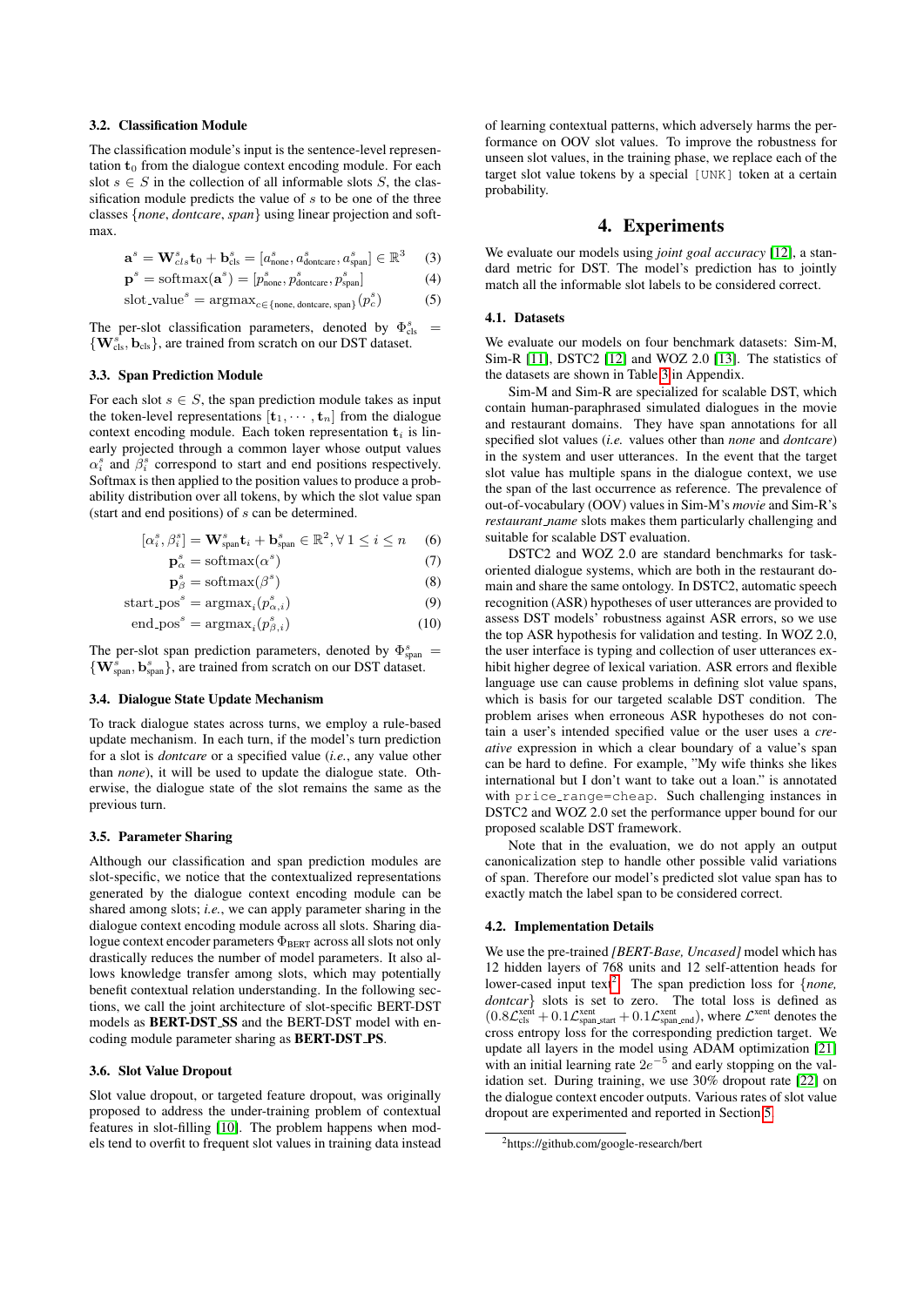### 3.2. Classification Module

The classification module's input is the sentence-level representation $\mathbf{t}_0$ from the dialogue context encoding module. For each slot $s \in S$ in the collection of all informable slots $S$, the classification module predicts the value of $s$ to be one of the three classes {*none*, *dontcare*, *span*} using linear projection and softmax.

$$\mathbf{a}^s = \mathbf{W}^s_{cls}\mathbf{t}_0 + \mathbf{b}^s_{\text{cls}} = [a^s_{\text{none}}, a^s_{\text{dontcare}}, a^s_{\text{span}}] \in \mathbb{R}^3 \quad (3)$$

$$\mathbf{p}^s = \text{softmax}(\mathbf{a}^s) = [p^s_{\text{none}}, p^s_{\text{dontcare}}, p^s_{\text{span}}] \quad (4)$$

$$\text{slot\_value}^s = \text{argmax}_{c \in \{\text{none, dontcare, span}\}}(p^s_c) \quad (5)$$

The per-slot classification parameters, denoted by $\Phi^s_{\text{cls}} = \{\mathbf{W}^s_{\text{cls}}, \mathbf{b}_{\text{cls}}\}$, are trained from scratch on our DST dataset.

### 3.3. Span Prediction Module

For each slot $s \in S$, the span prediction module takes as input the token-level representations $[\mathbf{t}_1, \cdots, \mathbf{t}_n]$ from the dialogue context encoding module. Each token representation $\mathbf{t}_i$ is linearly projected through a common layer whose output values $\alpha^s_i$ and $\beta^s_i$ correspond to start and end positions respectively. Softmax is then applied to the position values to produce a probability distribution over all tokens, by which the slot value span (start and end positions) of $s$ can be determined.

$$[\alpha^s_i, \beta^s_i] = \mathbf{W}^s_{\text{span}}\mathbf{t}_i + \mathbf{b}^s_{\text{span}} \in \mathbb{R}^2, \forall\, 1 \le i \le n \quad (6)$$

$$\mathbf{p}^s_\alpha = \text{softmax}(\alpha^s) \quad (7)$$

$$\mathbf{p}^s_\beta = \text{softmax}(\beta^s) \quad (8)$$

$$\text{start\_pos}^s = \text{argmax}_i(p^s_{\alpha,i}) \quad (9)$$

$$\text{end\_pos}^s = \text{argmax}_i(p^s_{\beta,i}) \quad (10)$$

The per-slot span prediction parameters, denoted by $\Phi^s_{\text{span}} = \{\mathbf{W}^s_{\text{span}}, \mathbf{b}^s_{\text{span}}\}$, are trained from scratch on our DST dataset.

### 3.4. Dialogue State Update Mechanism

To track dialogue states across turns, we employ a rule-based update mechanism. In each turn, if the model's turn prediction for a slot is *dontcare* or a specified value (*i.e.*, any value other than *none*), it will be used to update the dialogue state. Otherwise, the dialogue state of the slot remains the same as the previous turn.

### 3.5. Parameter Sharing

Although our classification and span prediction modules are slot-specific, we notice that the contextualized representations generated by the dialogue context encoding module can be shared among slots; *i.e.*, we can apply parameter sharing in the dialogue context encoding module across all slots. Sharing dialogue context encoder parameters $\Phi_{\text{BERT}}$ across all slots not only drastically reduces the number of model parameters. It also allows knowledge transfer among slots, which may potentially benefit contextual relation understanding. In the following sections, we call the joint architecture of slot-specific BERT-DST models as **BERT-DST_SS** and the BERT-DST model with encoding module parameter sharing as **BERT-DST_PS**.

### 3.6. Slot Value Dropout

Slot value dropout, or targeted feature dropout, was originally proposed to address the under-training problem of contextual features in slot-filling [10]. The problem happens when models tend to overfit to frequent slot values in training data instead of learning contextual patterns, which adversely harms the performance on OOV slot values. To improve the robustness for unseen slot values, in the training phase, we replace each of the target slot value tokens by a special `[UNK]` token at a certain probability.

## 4. Experiments

We evaluate our models using *joint goal accuracy* [12], a standard metric for DST. The model's prediction has to jointly match all the informable slot labels to be considered correct.

### 4.1. Datasets

We evaluate our models on four benchmark datasets: Sim-M, Sim-R [11], DSTC2 [12] and WOZ 2.0 [13]. The statistics of the datasets are shown in Table 3 in Appendix.

Sim-M and Sim-R are specialized for scalable DST, which contain human-paraphrased simulated dialogues in the movie and restaurant domains. They have span annotations for all specified slot values (*i.e.* values other than *none* and *dontcare*) in the system and user utterances. In the event that the target slot value has multiple spans in the dialogue context, we use the span of the last occurrence as reference. The prevalence of out-of-vocabulary (OOV) values in Sim-M's *movie* and Sim-R's *restaurant_name* slots makes them particularly challenging and suitable for scalable DST evaluation.

DSTC2 and WOZ 2.0 are standard benchmarks for task-oriented dialogue systems, which are both in the restaurant domain and share the same ontology. In DSTC2, automatic speech recognition (ASR) hypotheses of user utterances are provided to assess DST models' robustness against ASR errors, so we use the top ASR hypothesis for validation and testing. In WOZ 2.0, the user interface is typing and collection of user utterances exhibit higher degree of lexical variation. ASR errors and flexible language use can cause problems in defining slot value spans, which is basis for our targeted scalable DST condition. The problem arises when erroneous ASR hypotheses do not contain a user's intended specified value or the user uses a *creative* expression in which a clear boundary of a value's span can be hard to define. For example, "My wife thinks she likes international but I don't want to take out a loan." is annotated with `price_range=cheap`. Such challenging instances in DSTC2 and WOZ 2.0 set the performance upper bound for our proposed scalable DST framework.

Note that in the evaluation, we do not apply an output canonicalization step to handle other possible valid variations of span. Therefore our model's predicted slot value span has to exactly match the label span to be considered correct.

### 4.2. Implementation Details

We use the pre-trained *[BERT-Base, Uncased]* model which has 12 hidden layers of 768 units and 12 self-attention heads for lower-cased input text[2]. The span prediction loss for {*none, dontcar*} slots is set to zero. The total loss is defined as $(0.8\mathcal{L}^{\text{xent}}_{\text{cls}} + 0.1\mathcal{L}^{\text{xent}}_{\text{span\_start}} + 0.1\mathcal{L}^{\text{xent}}_{\text{span\_end}})$, where $\mathcal{L}^{\text{xent}}$ denotes the cross entropy loss for the corresponding prediction target. We update all layers in the model using ADAM optimization [21] with an initial learning rate $2e^{-5}$ and early stopping on the validation set. During training, we use 30% dropout rate [22] on the dialogue context encoder outputs. Various rates of slot value dropout are experimented and reported in Section 5.

[2] https://github.com/google-research/bert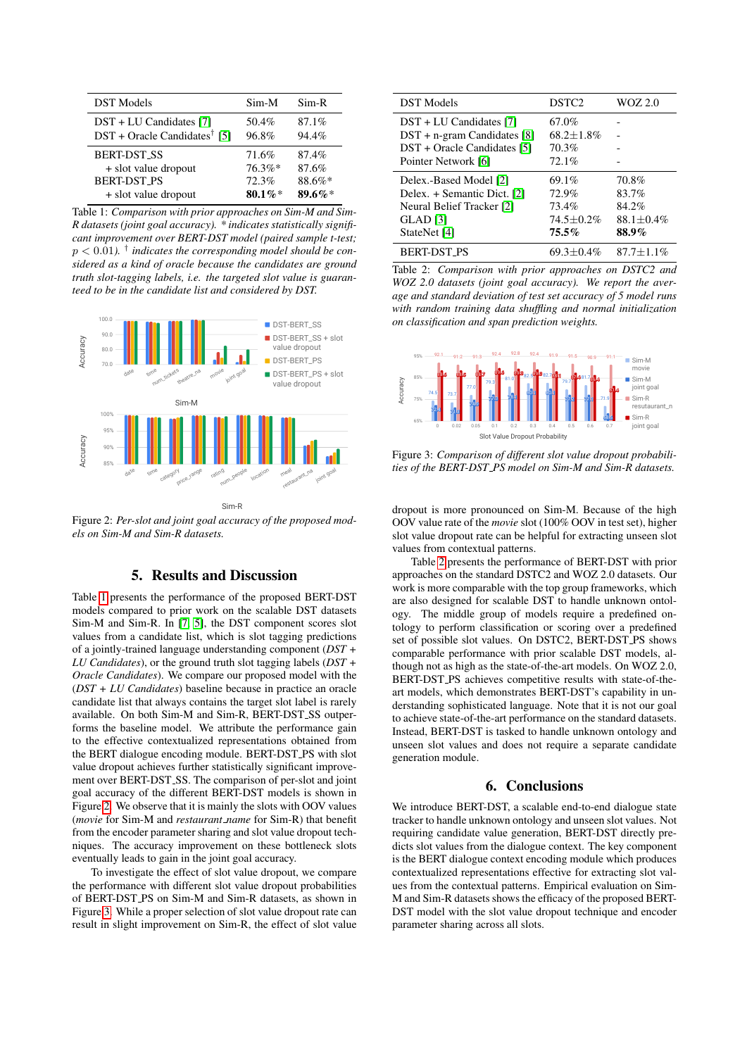| DST Models | Sim-M | Sim-R |
|---|---|---|
| DST + LU Candidates [7] | 50.4% | 87.1% |
| DST + Oracle Candidates† [5] | 96.8% | 94.4% |
| BERT-DST_SS | 71.6% | 87.4% |
| + slot value dropout | 76.3%* | 87.6% |
| BERT-DST_PS | 72.3% | 88.6%* |
| + slot value dropout | **80.1%*** | **89.6%*** |

Table 1: *Comparison with prior approaches on Sim-M and Sim-R datasets (joint goal accuracy). * indicates statistically significant improvement over BERT-DST model (paired sample t-test; $p < 0.01$). † indicates the corresponding model should be considered as a kind of oracle because the candidates are ground truth slot-tagging labels, i.e. the targeted slot value is guaranteed to be in the candidate list and considered by DST.*

Figure 2: *Per-slot and joint goal accuracy of the proposed models on Sim-M and Sim-R datasets.*

## 5. Results and Discussion

Table 1 presents the performance of the proposed BERT-DST models compared to prior work on the scalable DST datasets Sim-M and Sim-R. In [7, 5], the DST component scores slot values from a candidate list, which is slot tagging predictions of a jointly-trained language understanding component (*DST + LU Candidates*), or the ground truth slot tagging labels (*DST + Oracle Candidates*). We compare our proposed model with the (*DST + LU Candidates*) baseline because in practice an oracle candidate list that always contains the target slot label is rarely available. On both Sim-M and Sim-R, BERT-DST_SS outperforms the baseline model. We attribute the performance gain to the effective contextualized representations obtained from the BERT dialogue encoding module. BERT-DST_PS with slot value dropout achieves further statistically significant improvement over BERT-DST_SS. The comparison of per-slot and joint goal accuracy of the different BERT-DST models is shown in Figure 2. We observe that it is mainly the slots with OOV values (*movie* for Sim-M and *restaurant_name* for Sim-R) that benefit from the encoder parameter sharing and slot value dropout techniques. The accuracy improvement on these bottleneck slots eventually leads to gain in the joint goal accuracy.

To investigate the effect of slot value dropout, we compare the performance with different slot value dropout probabilities of BERT-DST_PS on Sim-M and Sim-R datasets, as shown in Figure 3. While a proper selection of slot value dropout rate can result in slight improvement on Sim-R, the effect of slot value dropout is more pronounced on Sim-M. Because of the high OOV value rate of the *movie* slot (100% OOV in test set), higher slot value dropout rate can be helpful for extracting unseen slot values from contextual patterns.

| DST Models | DSTC2 | WOZ 2.0 |
|---|---|---|
| DST + LU Candidates [7] | 67.0% | - |
| DST + n-gram Candidates [8] | 68.2±1.8% | - |
| DST + Oracle Candidates [5] | 70.3% | - |
| Pointer Network [6] | 72.1% | - |
| Delex.-Based Model [2] | 69.1% | 70.8% |
| Delex. + Semantic Dict. [2] | 72.9% | 83.7% |
| Neural Belief Tracker [2] | 73.4% | 84.2% |
| GLAD [3] | 74.5±0.2% | 88.1±0.4% |
| StateNet [4] | **75.5%** | **88.9%** |
| BERT-DST_PS | 69.3±0.4% | 87.7±1.1% |

Table 2: *Comparison with prior approaches on DSTC2 and WOZ 2.0 datasets (joint goal accuracy). We report the average and standard deviation of test set accuracy of 5 model runs with random training data shuffling and normal initialization on classification and span prediction weights.*

Figure 3: *Comparison of different slot value dropout probabilities of the BERT-DST_PS model on Sim-M and Sim-R datasets.*

Table 2 presents the performance of BERT-DST with prior approaches on the standard DSTC2 and WOZ 2.0 datasets. Our work is more comparable with the top group frameworks, which are also designed for scalable DST to handle unknown ontology. The middle group of models require a predefined ontology to perform classification or scoring over a predefined set of possible slot values. On DSTC2, BERT-DST_PS shows comparable performance with prior scalable DST models, although not as high as the state-of-the-art models. On WOZ 2.0, BERT-DST_PS achieves competitive results with state-of-the-art models, which demonstrates BERT-DST's capability in understanding sophisticated language. Note that it is not our goal to achieve state-of-the-art performance on the standard datasets. Instead, BERT-DST is tasked to handle unknown ontology and unseen slot values and does not require a separate candidate generation module.

## 6. Conclusions

We introduce BERT-DST, a scalable end-to-end dialogue state tracker to handle unknown ontology and unseen slot values. Not requiring candidate value generation, BERT-DST directly predicts slot values from the dialogue context. The key component is the BERT dialogue context encoding module which produces contextualized representations effective for extracting slot values from the contextual patterns. Empirical evaluation on Sim-M and Sim-R datasets shows the efficacy of the proposed BERT-DST model with the slot value dropout technique and encoder parameter sharing across all slots.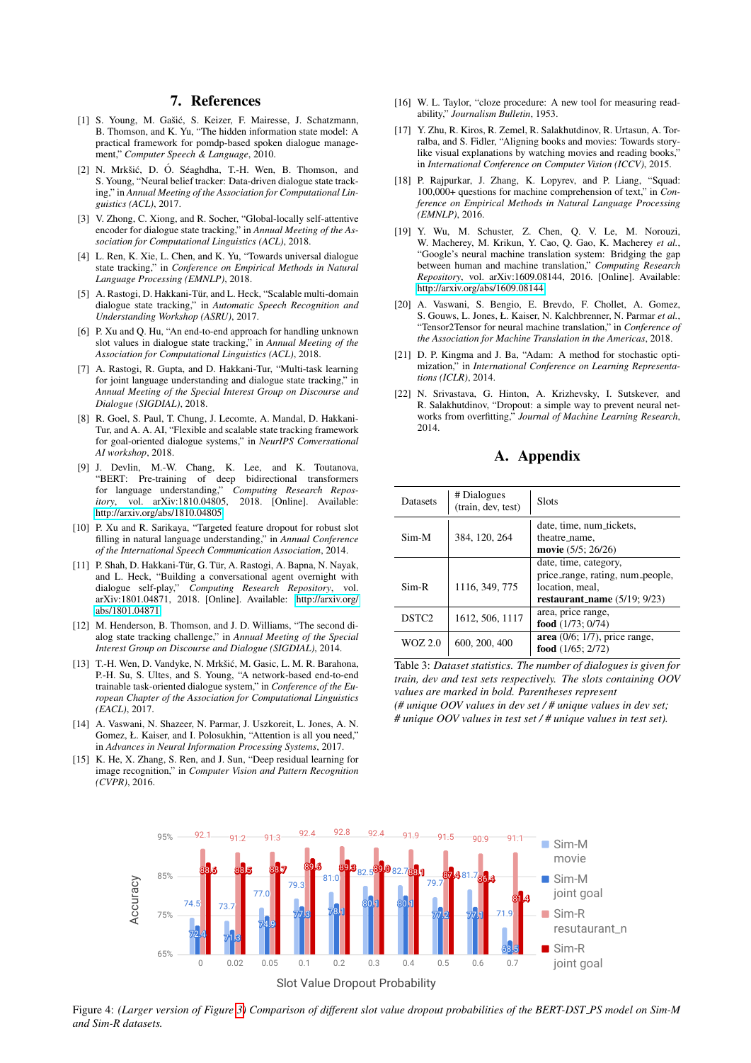## 7. References

[1] S. Young, M. Gašić, S. Keizer, F. Mairesse, J. Schatzmann, B. Thomson, and K. Yu, "The hidden information state model: A practical framework for pomdp-based spoken dialogue management," *Computer Speech & Language*, 2010.

[2] N. Mrkšić, D. Ó. Séaghdha, T.-H. Wen, B. Thomson, and S. Young, "Neural belief tracker: Data-driven dialogue state tracking," in *Annual Meeting of the Association for Computational Linguistics (ACL)*, 2017.

[3] V. Zhong, C. Xiong, and R. Socher, "Global-locally self-attentive encoder for dialogue state tracking," in *Annual Meeting of the Association for Computational Linguistics (ACL)*, 2018.

[4] L. Ren, K. Xie, L. Chen, and K. Yu, "Towards universal dialogue state tracking," in *Conference on Empirical Methods in Natural Language Processing (EMNLP)*, 2018.

[5] A. Rastogi, D. Hakkani-Tür, and L. Heck, "Scalable multi-domain dialogue state tracking," in *Automatic Speech Recognition and Understanding Workshop (ASRU)*, 2017.

[6] P. Xu and Q. Hu, "An end-to-end approach for handling unknown slot values in dialogue state tracking," in *Annual Meeting of the Association for Computational Linguistics (ACL)*, 2018.

[7] A. Rastogi, R. Gupta, and D. Hakkani-Tur, "Multi-task learning for joint language understanding and dialogue state tracking," in *Annual Meeting of the Special Interest Group on Discourse and Dialogue (SIGDIAL)*, 2018.

[8] R. Goel, S. Paul, T. Chung, J. Lecomte, A. Mandal, D. Hakkani-Tur, and A. A. AI, "Flexible and scalable state tracking framework for goal-oriented dialogue systems," in *NeurIPS Conversational AI workshop*, 2018.

[9] J. Devlin, M.-W. Chang, K. Lee, and K. Toutanova, "BERT: Pre-training of deep bidirectional transformers for language understanding," *Computing Research Repository*, vol. arXiv:1810.04805, 2018. [Online]. Available: http://arxiv.org/abs/1810.04805

[10] P. Xu and R. Sarikaya, "Targeted feature dropout for robust slot filling in natural language understanding," in *Annual Conference of the International Speech Communication Association*, 2014.

[11] P. Shah, D. Hakkani-Tür, G. Tür, A. Rastogi, A. Bapna, N. Nayak, and L. Heck, "Building a conversational agent overnight with dialogue self-play," *Computing Research Repository*, vol. arXiv:1801.04871, 2018. [Online]. Available: http://arxiv.org/abs/1801.04871

[12] M. Henderson, B. Thomson, and J. D. Williams, "The second dialog state tracking challenge," in *Annual Meeting of the Special Interest Group on Discourse and Dialogue (SIGDIAL)*, 2014.

[13] T.-H. Wen, D. Vandyke, N. Mrkšić, M. Gasic, L. M. R. Barahona, P.-H. Su, S. Ultes, and S. Young, "A network-based end-to-end trainable task-oriented dialogue system," in *Conference of the European Chapter of the Association for Computational Linguistics (EACL)*, 2017.

[14] A. Vaswani, N. Shazeer, N. Parmar, J. Uszkoreit, L. Jones, A. N. Gomez, Ł. Kaiser, and I. Polosukhin, "Attention is all you need," in *Advances in Neural Information Processing Systems*, 2017.

[15] K. He, X. Zhang, S. Ren, and J. Sun, "Deep residual learning for image recognition," in *Computer Vision and Pattern Recognition (CVPR)*, 2016.

[16] W. L. Taylor, "cloze procedure: A new tool for measuring readability," *Journalism Bulletin*, 1953.

[17] Y. Zhu, R. Kiros, R. Zemel, R. Salakhutdinov, R. Urtasun, A. Torralba, and S. Fidler, "Aligning books and movies: Towards story-like visual explanations by watching movies and reading books," in *International Conference on Computer Vision (ICCV)*, 2015.

[18] P. Rajpurkar, J. Zhang, K. Lopyrev, and P. Liang, "Squad: 100,000+ questions for machine comprehension of text," in *Conference on Empirical Methods in Natural Language Processing (EMNLP)*, 2016.

[19] Y. Wu, M. Schuster, Z. Chen, Q. V. Le, M. Norouzi, W. Macherey, M. Krikun, Y. Cao, Q. Gao, K. Macherey *et al.*, "Google's neural machine translation system: Bridging the gap between human and machine translation," *Computing Research Repository*, vol. arXiv:1609.08144, 2016. [Online]. Available: http://arxiv.org/abs/1609.08144

[20] A. Vaswani, S. Bengio, E. Brevdo, F. Chollet, A. Gomez, S. Gouws, L. Jones, Ł. Kaiser, N. Kalchbrenner, N. Parmar *et al.*, "Tensor2Tensor for neural machine translation," in *Conference of the Association for Machine Translation in the Americas*, 2018.

[21] D. P. Kingma and J. Ba, "Adam: A method for stochastic optimization," in *International Conference on Learning Representations (ICLR)*, 2014.

[22] N. Srivastava, G. Hinton, A. Krizhevsky, I. Sutskever, and R. Salakhutdinov, "Dropout: a simple way to prevent neural networks from overfitting," *Journal of Machine Learning Research*, 2014.

## A. Appendix

| Datasets | # Dialogues (train, dev, test) | Slots |
|---|---|---|
| Sim-M | 384, 120, 264 | date, time, num_tickets, theatre_name, **movie** (5/5; 26/26) |
| Sim-R | 1116, 349, 775 | date, time, category, price_range, rating, num_people, location, meal, **restaurant_name** (5/19; 9/23) |
| DSTC2 | 1612, 506, 1117 | area, price range, **food** (1/73; 0/74) |
| WOZ 2.0 | 600, 200, 400 | **area** (0/6; 1/7), price range, **food** (1/65; 2/72) |

Table 3: *Dataset statistics. The number of dialogues is given for train, dev and test sets respectively. The slots containing OOV values are marked in bold. Parentheses represent (# unique OOV values in dev set / # unique values in dev set; # unique OOV values in test set / # unique values in test set).*

Accuracy
95%
85%
75%
65%

Slot Value Dropout Probability
0 0.02 0.05 0.1 0.2 0.3 0.4 0.5 0.6 0.7

Sim-M movie
Sim-M joint goal
Sim-R resutaurant_n
Sim-R joint goal

74.5 72.4 92.1 88.6
73.7 71.3 91.2 88.5
77.0 74.9 91.3 88.7
79.3 77.3 92.4 89.6
81.0 78.1 92.8 89.9
82.5 80.1 92.4 89.0
82.7 80.1 91.9 88.1
79.7 77.2 91.5 87.4
81.7 77.1 90.9 86.4
71.9 68.5 91.1 81.4

Figure 4: *(Larger version of Figure 3) Comparison of different slot value dropout probabilities of the BERT-DST_PS model on Sim-M and Sim-R datasets.*